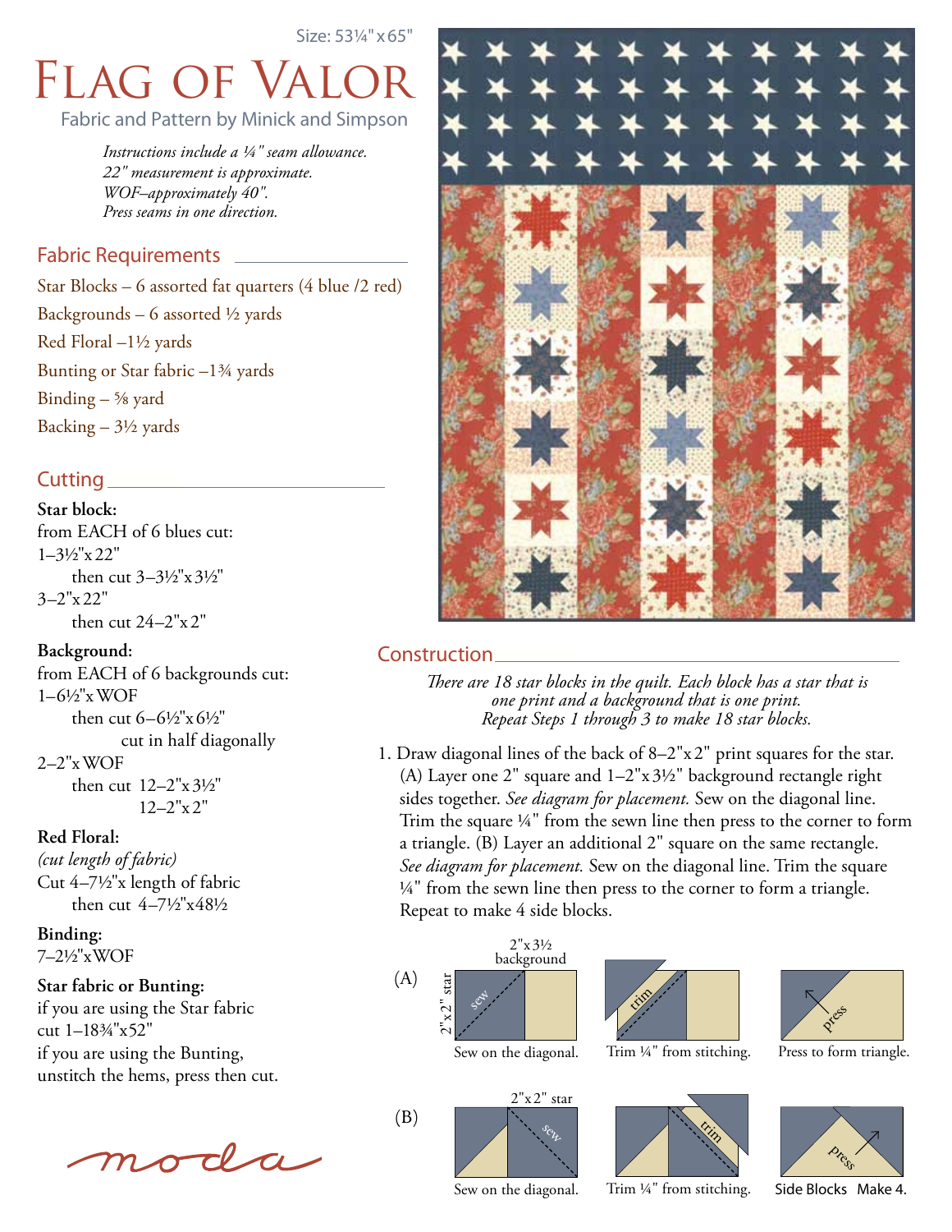Size: 53¼"x65"

# Flag of Valor

Fabric and Pattern by Minick and Simpson

*Instructions include a ¼" seam allowance.*
*22" measurement is approximate.*
*WOF–approximately 40".*
*Press seams in one direction.*

## Fabric Requirements

Star Blocks – 6 assorted fat quarters (4 blue /2 red)
Backgrounds – 6 assorted ½ yards
Red Floral –1½ yards
Bunting or Star fabric –1¾ yards
Binding – ⅝ yard
Backing – 3½ yards

## Cutting

**Star block:**
from EACH of 6 blues cut:
1–3½"x 22"
then cut 3–3½"x 3½"
3–2"x 22"
then cut 24–2"x 2"

**Background:**
from EACH of 6 backgrounds cut:
1–6½"x WOF
then cut 6–6½"x 6½"
cut in half diagonally
2–2"x WOF
then cut 12–2"x 3½"
12–2"x 2"

**Red Floral:**
*(cut length of fabric)*
Cut 4–7½"x length of fabric
then cut 4–7½"x48½

**Binding:**
7–2½"xWOF

**Star fabric or Bunting:**
if you are using the Star fabric
cut 1–18¾"x52"
if you are using the Bunting,
unstitch the hems, press then cut.

## Construction

*There are 18 star blocks in the quilt. Each block has a star that is one print and a background that is one print.*
*Repeat Steps 1 through 3 to make 18 star blocks.*

1. Draw diagonal lines of the back of 8–2"x 2" print squares for the star. (A) Layer one 2" square and 1–2"x 3½" background rectangle right sides together. *See diagram for placement.* Sew on the diagonal line. Trim the square ¼" from the sewn line then press to the corner to form a triangle. (B) Layer an additional 2" square on the same rectangle. *See diagram for placement.* Sew on the diagonal line. Trim the square ¼" from the sewn line then press to the corner to form a triangle. Repeat to make 4 side blocks.

(A) 2"x 3½" background; 2"x 2" star; sew
Sew on the diagonal. Trim ¼" from stitching. Press to form triangle.

(B) 2"x 2" star; sew
Sew on the diagonal. Trim ¼" from stitching. Side Blocks Make 4.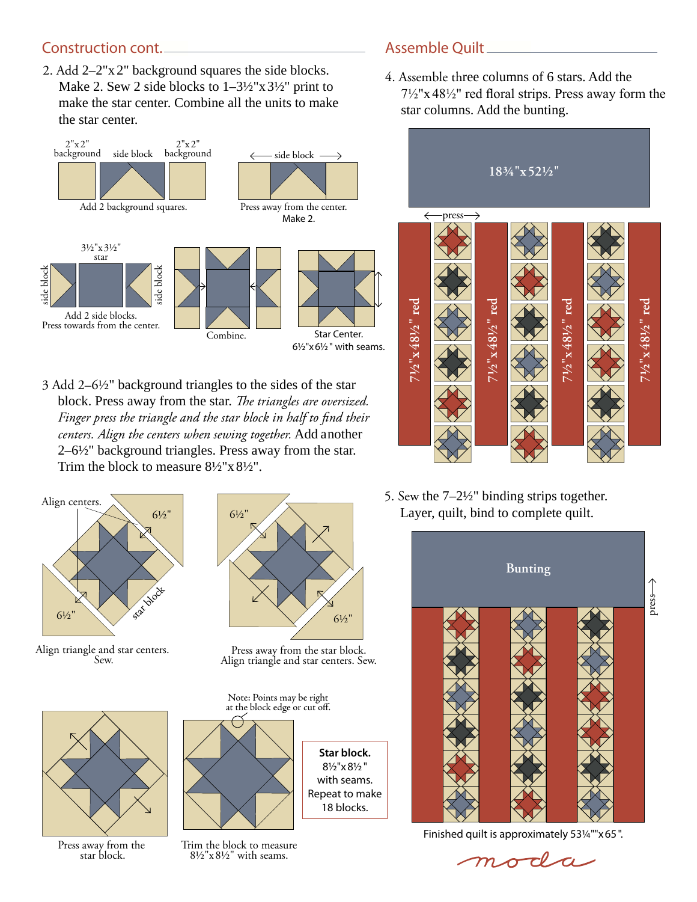## Construction cont.

2. Add 2–2"x 2" background squares the side blocks. Make 2. Sew 2 side blocks to 1–3½"x 3½" print to make the star center. Combine all the units to make the star center.

2"x 2" background
side block
2"x 2" background
Add 2 background squares.

side block
Press away from the center.
Make 2.

3½"x 3½" star
side block
side block
Add 2 side blocks.
Press towards from the center.

Combine.

Star Center.
6½"x 6½" with seams.

3 Add 2–6½" background triangles to the sides of the star block. Press away from the star. *The triangles are oversized. Finger press the triangle and the star block in half to find their centers. Align the centers when sewing together.* Add another 2–6½" background triangles. Press away from the star. Trim the block to measure 8½"x 8½".

Align centers.
6½"
6½"
star block
Align triangle and star centers.
Sew.

6½"
6½"
Press away from the star block.
Align triangle and star centers. Sew.

Press away from the star block.

Note: Points may be right at the block edge or cut off.

Trim the block to measure 8½"x 8½" with seams.

**Star block.**
8½"x 8½"
with seams.
Repeat to make
18 blocks.

## Assemble Quilt

4. Assemble three columns of 6 stars. Add the 7½"x 48½" red floral strips. Press away form the star columns. Add the bunting.

18¾"x 52½"

press

7½"x 48½" red

7½"x 48½" red

7½"x 48½" red

7½"x 48½" red

5. Sew the 7–2½" binding strips together. Layer, quilt, bind to complete quilt.

Bunting

press

Finished quilt is approximately 53¼""x 65".

moda